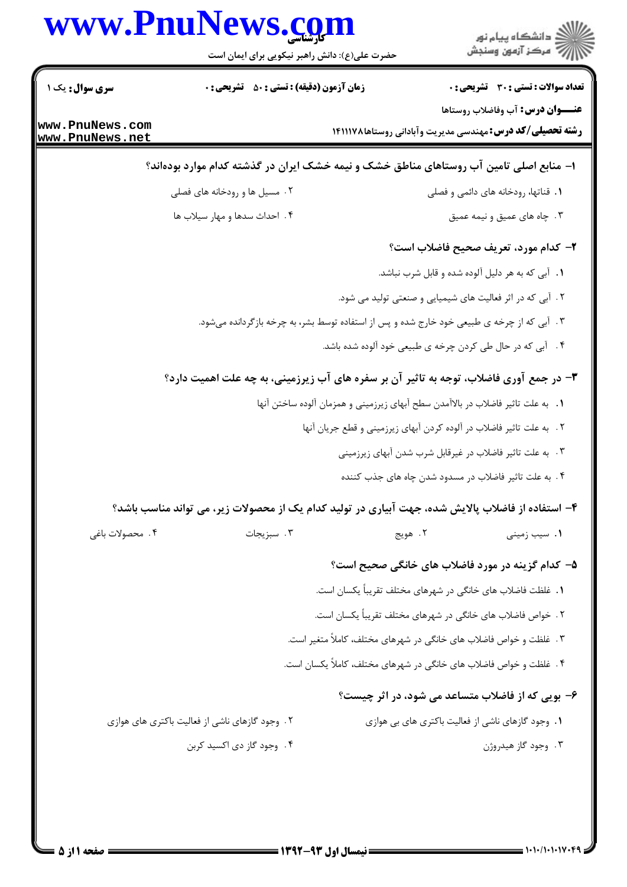**سری سوال:** یک ۱

**زمان آزمون (دقیقه) : تستی : ۵۰ تشریحی : ۰**

**تعداد سوالات : تستی : ۳۰ تشریحی : ۰**

**عنـــوان درس:** آب وفاضلاب روستاها

**رشته تحصیلی/کد درس:** مهندسی مدیریت وآبادانی روستاها۱۴۱۱۱۷۸

**۱- منابع اصلی تامین آب روستاهای مناطق خشک و نیمه خشک ایران در گذشته کدام موارد بوده‌اند؟**

۱. قناتها، رودخانه های دائمی و فصلی

۲. مسیل ها و رودخانه های فصلی

۳. چاه های عمیق و نیمه عمیق

۴. احداث سدها و مهار سیلاب ها

**۲- کدام مورد، تعریف صحیح فاضلاب است؟**

۱. آبی که به هر دلیل آلوده شده و قابل شرب نباشد.

۲. آبی که در اثر فعالیت های شیمیایی و صنعتی تولید می شود.

۳. آبی که از چرخه ی طبیعی خود خارج شده و پس از استفاده توسط بشر، به چرخه بازگردانده می‌شود.

۴. آبی که در حال طی کردن چرخه ی طبیعی خود آلوده شده باشد.

**۳- در جمع آوری فاضلاب، توجه به تاثیر آن بر سفره های آب زیرزمینی، به چه علت اهمیت دارد؟**

۱. به علت تاثیر فاضلاب در بالاآمدن سطح آبهای زیرزمینی و همزمان آلوده ساختن آنها

۲. به علت تاثیر فاضلاب در آلوده کردن آبهای زیرزمینی و قطع جریان آنها

۳. به علت تاثیر فاضلاب در غیرقابل شرب شدن آبهای زیرزمینی

۴. به علت تاثیر فاضلاب در مسدود شدن چاه های جذب کننده

**۴- استفاده از فاضلاب پالایش شده، جهت آبیاری در تولید کدام یک از محصولات زیر، می تواند مناسب باشد؟**

۱. سیب زمینی

۲. هویج

۳. سبزیجات

۴. محصولات باغی

**۵- کدام گزینه در مورد فاضلاب های خانگی صحیح است؟**

۱. غلظت فاضلاب های خانگی در شهرهای مختلف تقریباً یکسان است.

۲. خواص فاضلاب های خانگی در شهرهای مختلف تقریباً یکسان است.

۳. غلظت و خواص فاضلاب های خانگی در شهرهای مختلف، کاملاً متغیر است.

۴. غلظت و خواص فاضلاب های خانگی در شهرهای مختلف، کاملاً یکسان است.

**۶- بویی که از فاضلاب متساعد می شود، در اثر چیست؟**

۱. وجود گازهای ناشی از فعالیت باکتری های بی هوازی

۲. وجود گازهای ناشی از فعالیت باکتری های هوازی

۳. وجود گاز هیدروژن

۴. وجود گاز دی اکسید کربن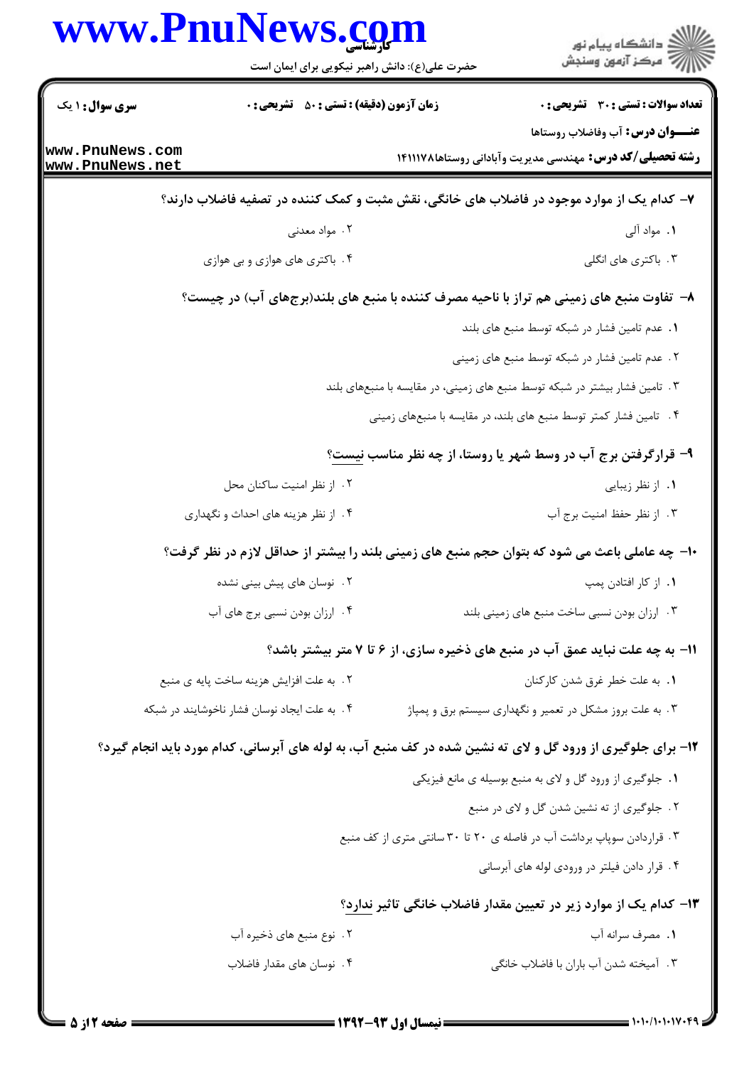۷– کدام یک از موارد موجود در فاضلاب های خانگی، نقش مثبت و کمک کننده در تصفیه فاضلاب دارند؟

۱. مواد آلی

۲. مواد معدنی

۳. باکتری های انگلی

۴. باکتری های هوازی و بی هوازی

۸– تفاوت منبع های زمینی هم تراز با ناحیه مصرف کننده با منبع های بلند(برج‌های آب) در چیست؟

۱. عدم تامین فشار در شبکه توسط منبع های بلند

۲. عدم تامین فشار در شبکه توسط منبع های زمینی

۳. تامین فشار بیشتر در شبکه توسط منبع های زمینی، در مقایسه با منبع‌های بلند

۴. تامین فشار کمتر توسط منبع های بلند، در مقایسه با منبع‌های زمینی

۹– قرارگرفتن برج آب در وسط شهر یا روستا، از چه نظر مناسب نیست؟

۱. از نظر زیبایی

۲. از نظر امنیت ساکنان محل

۳. از نظر حفظ امنیت برج آب

۴. از نظر هزینه های احداث و نگهداری

۱۰– چه عاملی باعث می شود که بتوان حجم منبع های زمینی بلند را بیشتر از حداقل لازم در نظر گرفت؟

۱. از کار افتادن پمپ

۲. نوسان های پیش بینی نشده

۳. ارزان بودن نسبی ساخت منبع های زمینی بلند

۴. ارزان بودن نسبی برج های آب

۱۱– به چه علت نباید عمق آب در منبع های ذخیره سازی، از ۶ تا ۷ متر بیشتر باشد؟

۱. به علت خطر غرق شدن کارکنان

۲. به علت افزایش هزینه ساخت پایه ی منبع

۳. به علت بروز مشکل در تعمیر و نگهداری سیستم برق و پمپاژ

۴. به علت ایجاد نوسان فشار ناخوشایند در شبکه

۱۲– برای جلوگیری از ورود گل و لای ته نشین شده در کف منبع آب، به لوله های آبرسانی، کدام مورد باید انجام گیرد؟

۱. جلوگیری از ورود گل و لای به منبع بوسیله ی مانع فیزیکی

۲. جلوگیری از ته نشین شدن گل و لای در منبع

۳. قراردادن سوپاپ برداشت آب در فاصله ی ۲۰ تا ۳۰ سانتی متری از کف منبع

۴. قرار دادن فیلتر در ورودی لوله های آبرسانی

۱۳– کدام یک از موارد زیر در تعیین مقدار فاضلاب خانگی تاثیر ندارد؟

۱. مصرف سرانه آب

۲. نوع منبع های ذخیره آب

۳. آمیخته شدن آب باران با فاضلاب خانگی

۴. نوسان های مقدار فاضلاب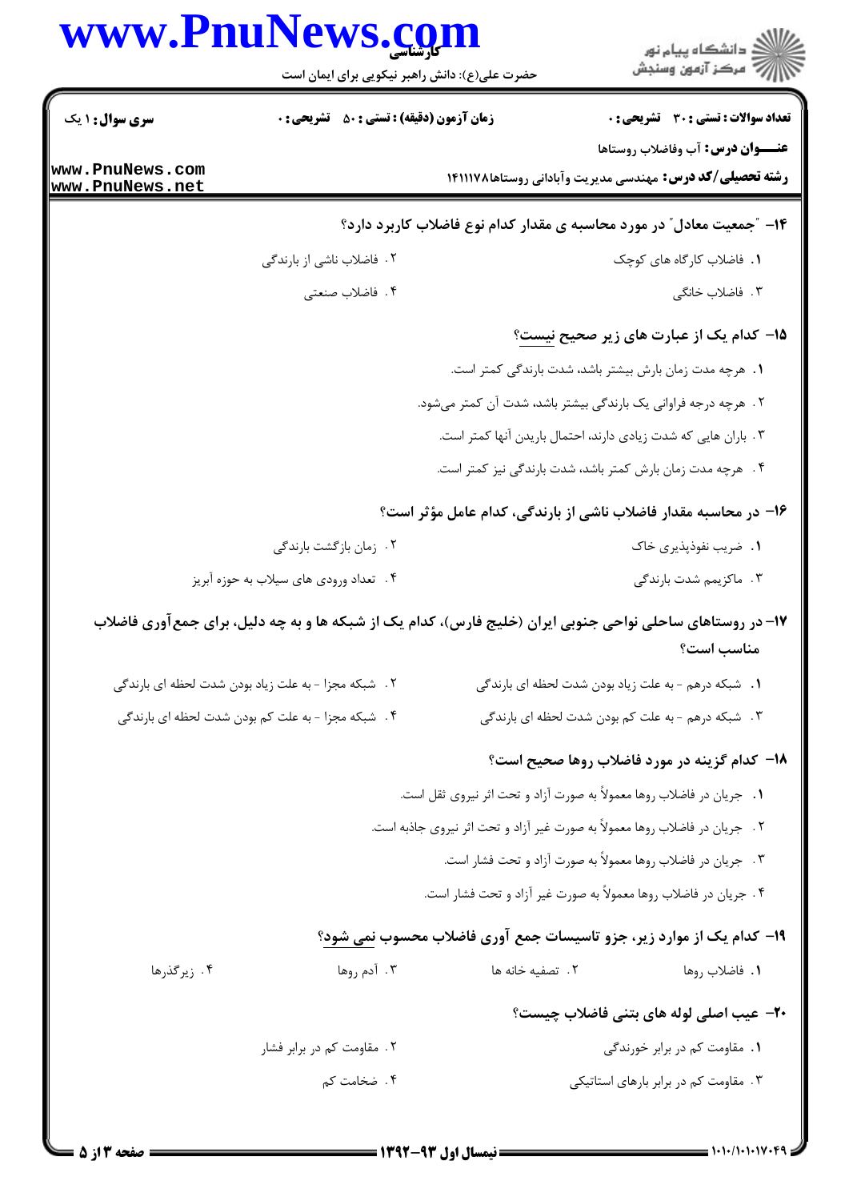۱۴- "جمعیت معادل" در مورد محاسبه ی مقدار کدام نوع فاضلاب کاربرد دارد؟

۱. فاضلاب کارگاه های کوچک
۲. فاضلاب ناشی از بارندگی
۳. فاضلاب خانگی
۴. فاضلاب صنعتی

۱۵- کدام یک از عبارت های زیر صحیح نیست؟

۱. هرچه مدت زمان بارش بیشتر باشد، شدت بارندگی کمتر است.
۲. هرچه درجه فراوانی یک بارندگی بیشتر باشد، شدت آن کمتر می‌شود.
۳. باران هایی که شدت زیادی دارند، احتمال باریدن آنها کمتر است.
۴. هرچه مدت زمان بارش کمتر باشد، شدت بارندگی نیز کمتر است.

۱۶- در محاسبه مقدار فاضلاب ناشی از بارندگی، کدام عامل مؤثر است؟

۱. ضریب نفوذپذیری خاک
۲. زمان بازگشت بارندگی
۳. ماکزیمم شدت بارندگی
۴. تعداد ورودی های سیلاب به حوزه آبریز

۱۷- در روستاهای ساحلی نواحی جنوبی ایران (خلیج فارس)، کدام یک از شبکه ها و به چه دلیل، برای جمع‌آوری فاضلاب مناسب است؟

۱. شبکه درهم - به علت زیاد بودن شدت لحظه ای بارندگی
۲. شبکه مجزا - به علت زیاد بودن شدت لحظه ای بارندگی
۳. شبکه درهم - به علت کم بودن شدت لحظه ای بارندگی
۴. شبکه مجزا - به علت کم بودن شدت لحظه ای بارندگی

۱۸- کدام گزینه در مورد فاضلاب روها صحیح است؟

۱. جریان در فاضلاب روها معمولاً به صورت آزاد و تحت اثر نیروی ثقل است.
۲. جریان در فاضلاب روها معمولاً به صورت غیر آزاد و تحت اثر نیروی جاذبه است.
۳. جریان در فاضلاب روها معمولاً به صورت آزاد و تحت فشار است.
۴. جریان در فاضلاب روها معمولاً به صورت غیر آزاد و تحت فشار است.

۱۹- کدام یک از موارد زیر، جزو تاسیسات جمع آوری فاضلاب محسوب نمی شود؟

۱. فاضلاب روها
۲. تصفیه خانه ها
۳. آدم روها
۴. زیرگذرها

۲۰- عیب اصلی لوله های بتنی فاضلاب چیست؟

۱. مقاومت کم در برابر خورندگی
۲. مقاومت کم در برابر فشار
۳. مقاومت کم در برابر بارهای استاتیکی
۴. ضخامت کم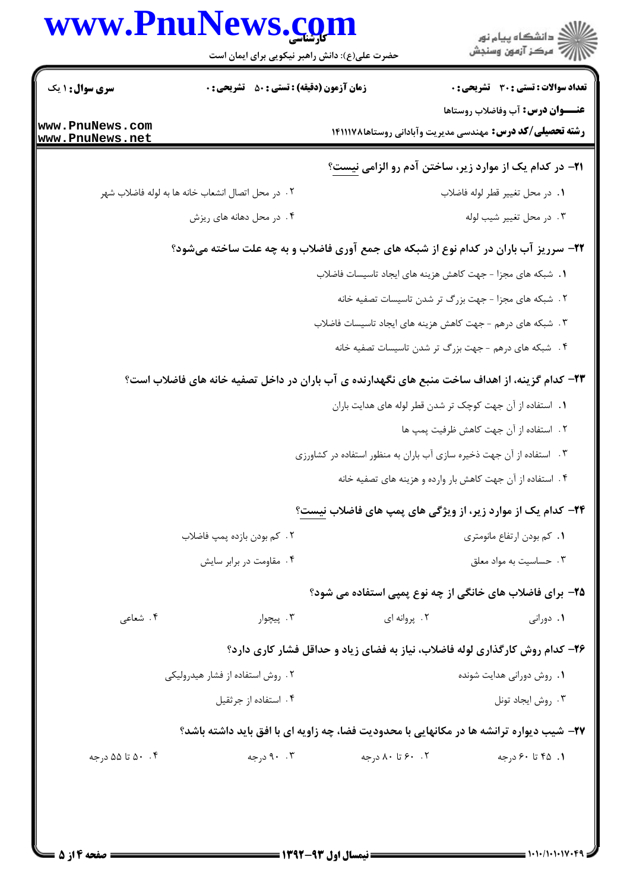**سری سوال:** ۱ یک | **زمان آزمون (دقیقه) : تستی :** ۵۰ **تشریحی :** ۰ | **تعداد سوالات : تستی :** ۳۰ **تشریحی :** ۰

**عنـــوان درس:** آب وفاضلاب روستاها

**رشته تحصیلی/کد درس:** مهندسی مدیریت وآبادانی روستاها۱۴۱۱۱۷۸

**۲۱- در کدام یک از موارد زیر، ساختن آدم رو الزامی نیست؟**

۱. در محل تغییر قطر لوله فاضلاب

۲. در محل اتصال انشعاب خانه ها به لوله فاضلاب شهر

۳. در محل تغییر شیب لوله

۴. در محل دهانه های ریزش

**۲۲- سرریز آب باران در کدام نوع از شبکه های جمع آوری فاضلاب و به چه علت ساخته می‌شود؟**

۱. شبکه های مجزا - جهت کاهش هزینه های ایجاد تاسیسات فاضلاب

۲. شبکه های مجزا - جهت بزرگ تر شدن تاسیسات تصفیه خانه

۳. شبکه های درهم - جهت کاهش هزینه های ایجاد تاسیسات فاضلاب

۴. شبکه های درهم - جهت بزرگ تر شدن تاسیسات تصفیه خانه

**۲۳- کدام گزینه، از اهداف ساخت منبع های نگهدارنده ی آب باران در داخل تصفیه خانه های فاضلاب است؟**

۱. استفاده از آن جهت کوچک تر شدن قطر لوله های هدایت باران

۲. استفاده از آن جهت کاهش ظرفیت پمپ ها

۳. استفاده از آن جهت ذخیره سازی آب باران به منظور استفاده در کشاورزی

۴. استفاده از آن جهت کاهش بار وارده و هزینه های تصفیه خانه

**۲۴- کدام یک از موارد زیر، از ویژگی های پمپ های فاضلاب نیست؟**

۱. کم بودن ارتفاع مانومتری

۲. کم بودن بازده پمپ فاضلاب

۳. حساسیت به مواد معلق

۴. مقاومت در برابر سایش

**۲۵- برای فاضلاب های خانگی از چه نوع پمپی استفاده می شود؟**

۱. دورانی

۲. پروانه ای

۳. پیچوار

۴. شعاعی

**۲۶- کدام روش کارگذاری لوله فاضلاب، نیاز به فضای زیاد و حداقل فشار کاری دارد؟**

۱. روش دورانی هدایت شونده

۲. روش استفاده از فشار هیدرولیکی

۳. روش ایجاد تونل

۴. استفاده از جرثقیل

**۲۷- شیب دیواره ترانشه ها در مکانهایی با محدودیت فضا، چه زاویه ای با افق باید داشته باشد؟**

۱. ۴۵ تا ۶۰ درجه

۲. ۶۰ تا ۸۰ درجه

۳. ۹۰ درجه

۴. ۵۰ تا ۵۵ درجه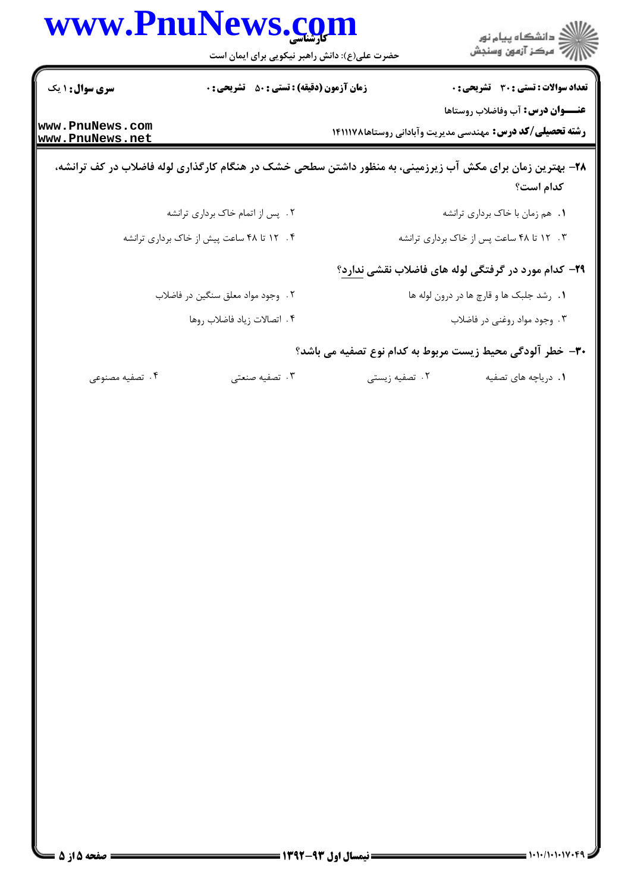۲۸- بهترین زمان برای مکش آب زیرزمینی، به منظور داشتن سطحی خشک در هنگام کارگذاری لوله فاضلاب در کف ترانشه، کدام است؟

۱. هم زمان با خاک برداری ترانشه

۲. پس از اتمام خاک برداری ترانشه

۳. ۱۲ تا ۴۸ ساعت پس از خاک برداری ترانشه

۴. ۱۲ تا ۴۸ ساعت پیش از خاک برداری ترانشه

۲۹- کدام مورد در گرفتگی لوله های فاضلاب نقشی **ندارد**؟

۱. رشد جلبک ها و قارچ ها در درون لوله ها

۲. وجود مواد معلق سنگین در فاضلاب

۳. وجود مواد روغنی در فاضلاب

۴. اتصالات زیاد فاضلاب روها

۳۰- خطر آلودگی محیط زیست مربوط به کدام نوع تصفیه می باشد؟

۱. دریاچه های تصفیه

۲. تصفیه زیستی

۳. تصفیه صنعتی

۴. تصفیه مصنوعی